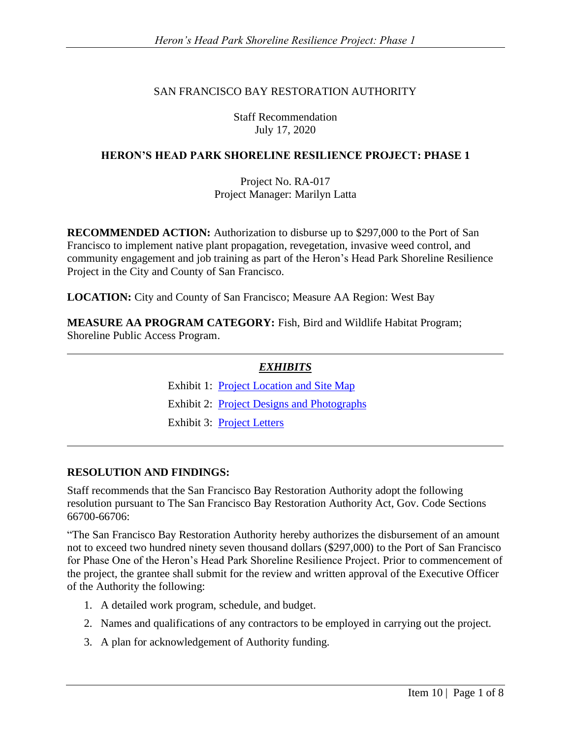SAN FRANCISCO BAY RESTORATION AUTHORITY

Staff Recommendation
July 17, 2020

# HERON'S HEAD PARK SHORELINE RESILIENCE PROJECT: PHASE 1

Project No. RA-017
Project Manager: Marilyn Latta

**RECOMMENDED ACTION:** Authorization to disburse up to $297,000 to the Port of San Francisco to implement native plant propagation, revegetation, invasive weed control, and community engagement and job training as part of the Heron's Head Park Shoreline Resilience Project in the City and County of San Francisco.

**LOCATION:** City and County of San Francisco; Measure AA Region: West Bay

**MEASURE AA PROGRAM CATEGORY:** Fish, Bird and Wildlife Habitat Program; Shoreline Public Access Program.

---

***EXHIBITS***

Exhibit 1: Project Location and Site Map

Exhibit 2: Project Designs and Photographs

Exhibit 3: Project Letters

---

**RESOLUTION AND FINDINGS:**

Staff recommends that the San Francisco Bay Restoration Authority adopt the following resolution pursuant to The San Francisco Bay Restoration Authority Act, Gov. Code Sections 66700-66706:

"The San Francisco Bay Restoration Authority hereby authorizes the disbursement of an amount not to exceed two hundred ninety seven thousand dollars ($297,000) to the Port of San Francisco for Phase One of the Heron's Head Park Shoreline Resilience Project. Prior to commencement of the project, the grantee shall submit for the review and written approval of the Executive Officer of the Authority the following:

1. A detailed work program, schedule, and budget.
2. Names and qualifications of any contractors to be employed in carrying out the project.
3. A plan for acknowledgement of Authority funding.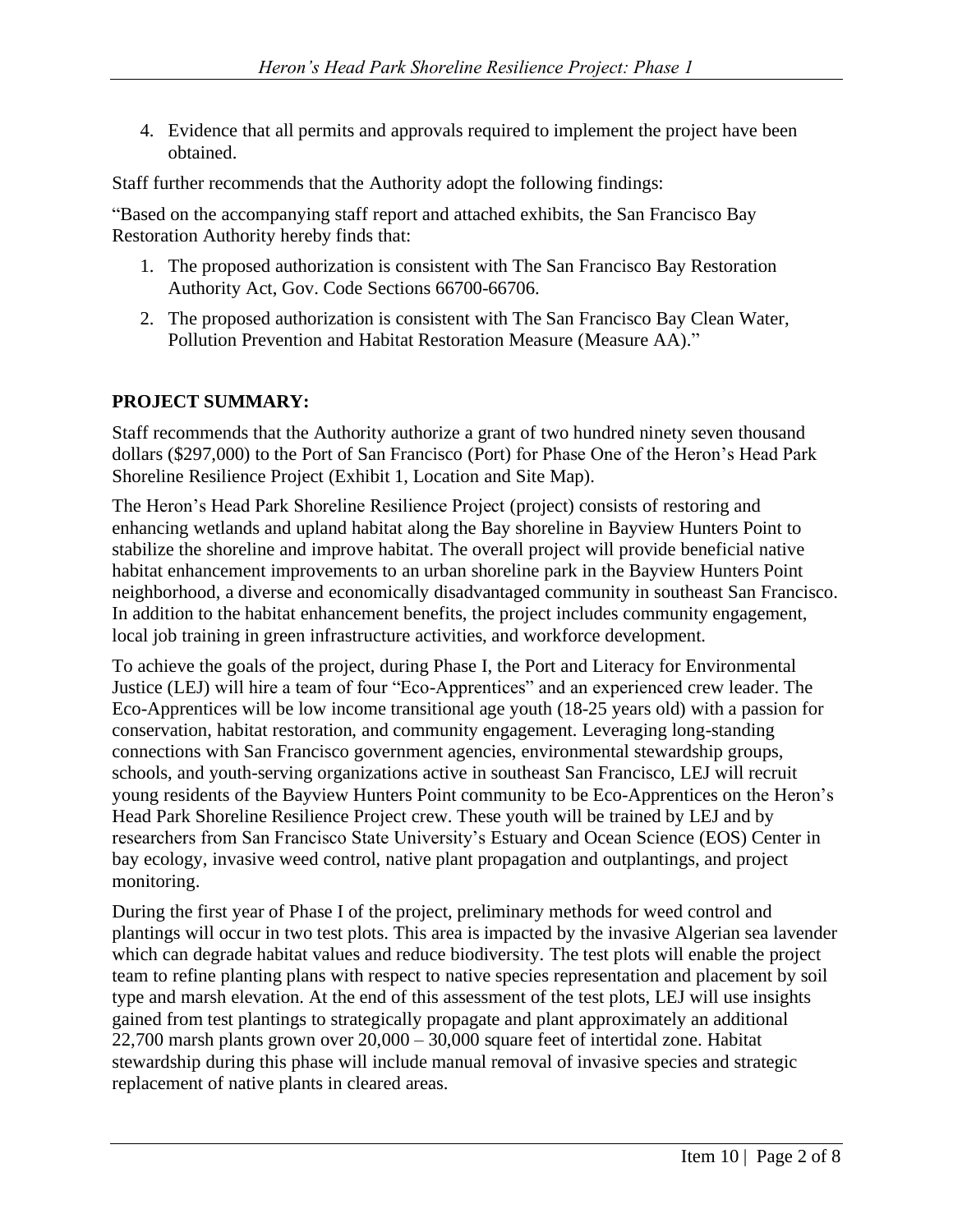4. Evidence that all permits and approvals required to implement the project have been obtained.

Staff further recommends that the Authority adopt the following findings:

"Based on the accompanying staff report and attached exhibits, the San Francisco Bay Restoration Authority hereby finds that:

1. The proposed authorization is consistent with The San Francisco Bay Restoration Authority Act, Gov. Code Sections 66700-66706.
2. The proposed authorization is consistent with The San Francisco Bay Clean Water, Pollution Prevention and Habitat Restoration Measure (Measure AA)."

## PROJECT SUMMARY:

Staff recommends that the Authority authorize a grant of two hundred ninety seven thousand dollars ($297,000) to the Port of San Francisco (Port) for Phase One of the Heron's Head Park Shoreline Resilience Project (Exhibit 1, Location and Site Map).

The Heron's Head Park Shoreline Resilience Project (project) consists of restoring and enhancing wetlands and upland habitat along the Bay shoreline in Bayview Hunters Point to stabilize the shoreline and improve habitat. The overall project will provide beneficial native habitat enhancement improvements to an urban shoreline park in the Bayview Hunters Point neighborhood, a diverse and economically disadvantaged community in southeast San Francisco. In addition to the habitat enhancement benefits, the project includes community engagement, local job training in green infrastructure activities, and workforce development.

To achieve the goals of the project, during Phase I, the Port and Literacy for Environmental Justice (LEJ) will hire a team of four "Eco-Apprentices" and an experienced crew leader. The Eco-Apprentices will be low income transitional age youth (18-25 years old) with a passion for conservation, habitat restoration, and community engagement. Leveraging long-standing connections with San Francisco government agencies, environmental stewardship groups, schools, and youth-serving organizations active in southeast San Francisco, LEJ will recruit young residents of the Bayview Hunters Point community to be Eco-Apprentices on the Heron's Head Park Shoreline Resilience Project crew. These youth will be trained by LEJ and by researchers from San Francisco State University's Estuary and Ocean Science (EOS) Center in bay ecology, invasive weed control, native plant propagation and outplantings, and project monitoring.

During the first year of Phase I of the project, preliminary methods for weed control and plantings will occur in two test plots. This area is impacted by the invasive Algerian sea lavender which can degrade habitat values and reduce biodiversity. The test plots will enable the project team to refine planting plans with respect to native species representation and placement by soil type and marsh elevation. At the end of this assessment of the test plots, LEJ will use insights gained from test plantings to strategically propagate and plant approximately an additional 22,700 marsh plants grown over 20,000 – 30,000 square feet of intertidal zone. Habitat stewardship during this phase will include manual removal of invasive species and strategic replacement of native plants in cleared areas.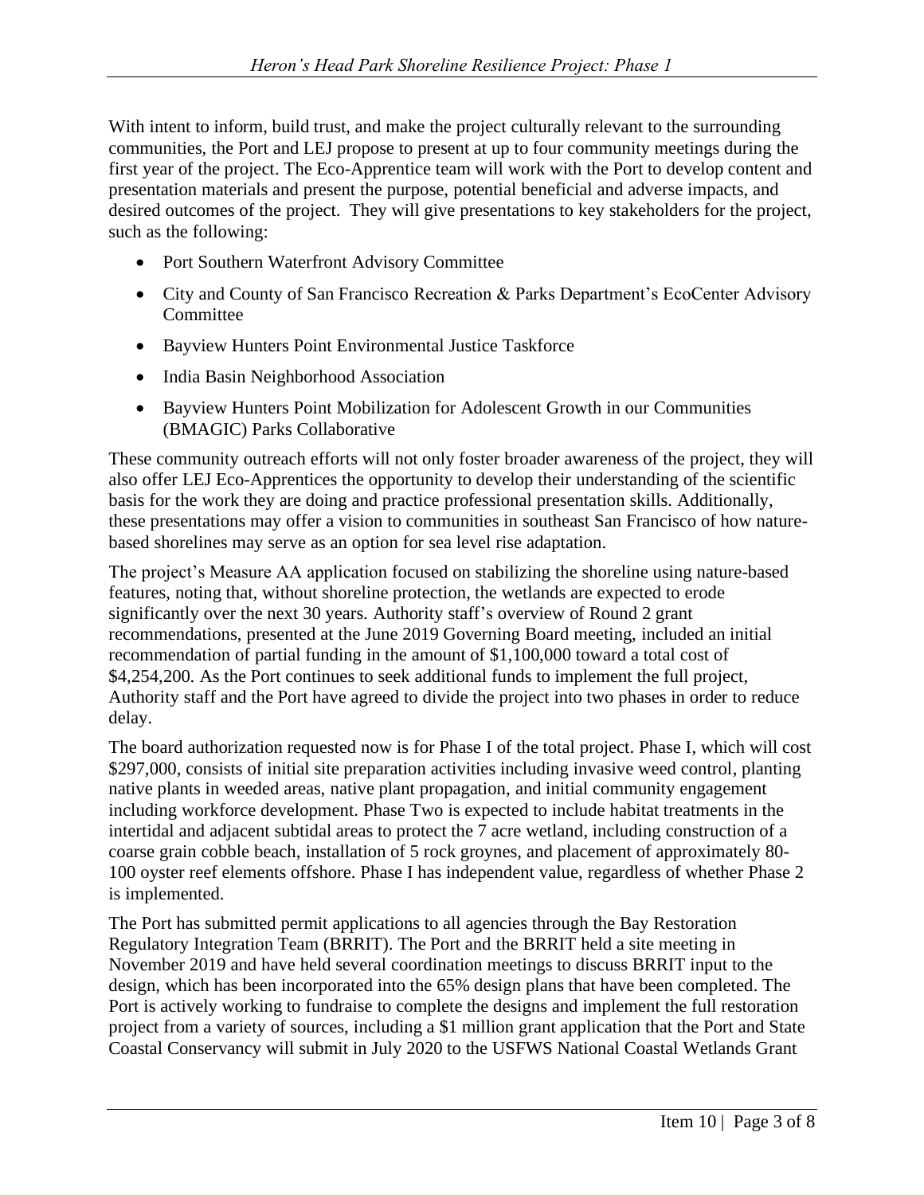With intent to inform, build trust, and make the project culturally relevant to the surrounding communities, the Port and LEJ propose to present at up to four community meetings during the first year of the project. The Eco-Apprentice team will work with the Port to develop content and presentation materials and present the purpose, potential beneficial and adverse impacts, and desired outcomes of the project. They will give presentations to key stakeholders for the project, such as the following:

- Port Southern Waterfront Advisory Committee
- City and County of San Francisco Recreation & Parks Department's EcoCenter Advisory Committee
- Bayview Hunters Point Environmental Justice Taskforce
- India Basin Neighborhood Association
- Bayview Hunters Point Mobilization for Adolescent Growth in our Communities (BMAGIC) Parks Collaborative

These community outreach efforts will not only foster broader awareness of the project, they will also offer LEJ Eco-Apprentices the opportunity to develop their understanding of the scientific basis for the work they are doing and practice professional presentation skills. Additionally, these presentations may offer a vision to communities in southeast San Francisco of how nature-based shorelines may serve as an option for sea level rise adaptation.

The project's Measure AA application focused on stabilizing the shoreline using nature-based features, noting that, without shoreline protection, the wetlands are expected to erode significantly over the next 30 years. Authority staff's overview of Round 2 grant recommendations, presented at the June 2019 Governing Board meeting, included an initial recommendation of partial funding in the amount of $1,100,000 toward a total cost of $4,254,200. As the Port continues to seek additional funds to implement the full project, Authority staff and the Port have agreed to divide the project into two phases in order to reduce delay.

The board authorization requested now is for Phase I of the total project. Phase I, which will cost $297,000, consists of initial site preparation activities including invasive weed control, planting native plants in weeded areas, native plant propagation, and initial community engagement including workforce development. Phase Two is expected to include habitat treatments in the intertidal and adjacent subtidal areas to protect the 7 acre wetland, including construction of a coarse grain cobble beach, installation of 5 rock groynes, and placement of approximately 80-100 oyster reef elements offshore. Phase I has independent value, regardless of whether Phase 2 is implemented.

The Port has submitted permit applications to all agencies through the Bay Restoration Regulatory Integration Team (BRRIT). The Port and the BRRIT held a site meeting in November 2019 and have held several coordination meetings to discuss BRRIT input to the design, which has been incorporated into the 65% design plans that have been completed. The Port is actively working to fundraise to complete the designs and implement the full restoration project from a variety of sources, including a $1 million grant application that the Port and State Coastal Conservancy will submit in July 2020 to the USFWS National Coastal Wetlands Grant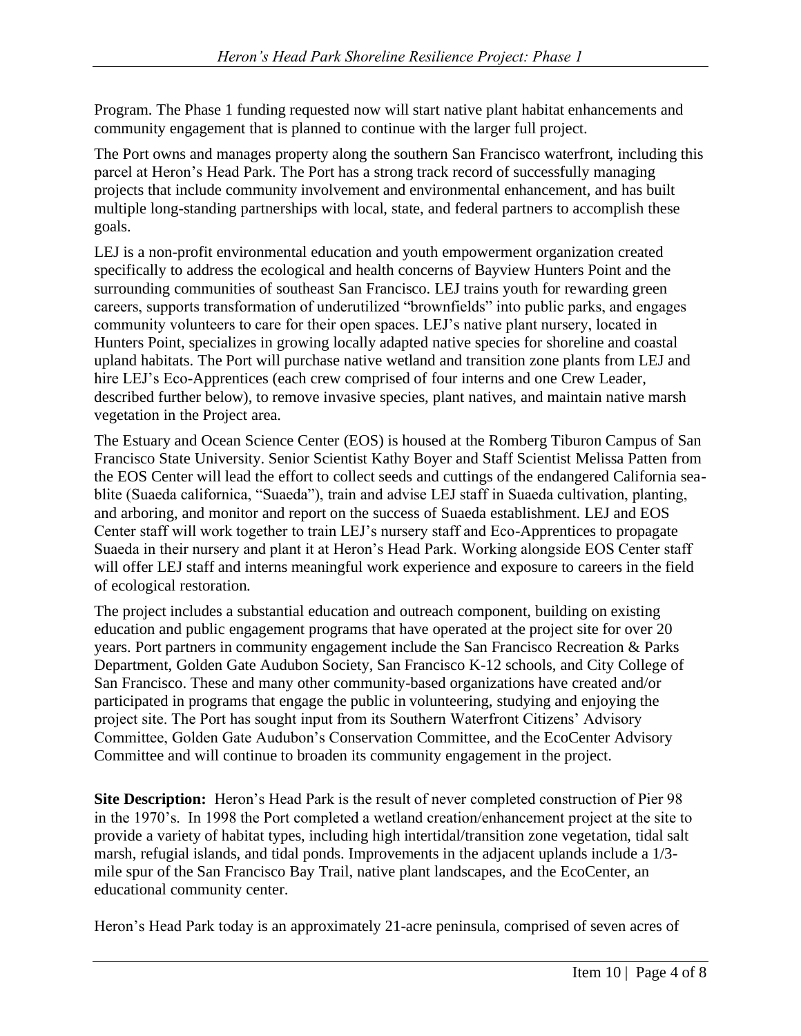Program. The Phase 1 funding requested now will start native plant habitat enhancements and community engagement that is planned to continue with the larger full project.

The Port owns and manages property along the southern San Francisco waterfront, including this parcel at Heron's Head Park. The Port has a strong track record of successfully managing projects that include community involvement and environmental enhancement, and has built multiple long-standing partnerships with local, state, and federal partners to accomplish these goals.

LEJ is a non-profit environmental education and youth empowerment organization created specifically to address the ecological and health concerns of Bayview Hunters Point and the surrounding communities of southeast San Francisco. LEJ trains youth for rewarding green careers, supports transformation of underutilized "brownfields" into public parks, and engages community volunteers to care for their open spaces. LEJ's native plant nursery, located in Hunters Point, specializes in growing locally adapted native species for shoreline and coastal upland habitats. The Port will purchase native wetland and transition zone plants from LEJ and hire LEJ's Eco-Apprentices (each crew comprised of four interns and one Crew Leader, described further below), to remove invasive species, plant natives, and maintain native marsh vegetation in the Project area.

The Estuary and Ocean Science Center (EOS) is housed at the Romberg Tiburon Campus of San Francisco State University. Senior Scientist Kathy Boyer and Staff Scientist Melissa Patten from the EOS Center will lead the effort to collect seeds and cuttings of the endangered California sea-blite (Suaeda californica, "Suaeda"), train and advise LEJ staff in Suaeda cultivation, planting, and arboring, and monitor and report on the success of Suaeda establishment. LEJ and EOS Center staff will work together to train LEJ's nursery staff and Eco-Apprentices to propagate Suaeda in their nursery and plant it at Heron's Head Park. Working alongside EOS Center staff will offer LEJ staff and interns meaningful work experience and exposure to careers in the field of ecological restoration.

The project includes a substantial education and outreach component, building on existing education and public engagement programs that have operated at the project site for over 20 years. Port partners in community engagement include the San Francisco Recreation & Parks Department, Golden Gate Audubon Society, San Francisco K-12 schools, and City College of San Francisco. These and many other community-based organizations have created and/or participated in programs that engage the public in volunteering, studying and enjoying the project site. The Port has sought input from its Southern Waterfront Citizens' Advisory Committee, Golden Gate Audubon's Conservation Committee, and the EcoCenter Advisory Committee and will continue to broaden its community engagement in the project.

**Site Description:** Heron's Head Park is the result of never completed construction of Pier 98 in the 1970's. In 1998 the Port completed a wetland creation/enhancement project at the site to provide a variety of habitat types, including high intertidal/transition zone vegetation, tidal salt marsh, refugial islands, and tidal ponds. Improvements in the adjacent uplands include a 1/3-mile spur of the San Francisco Bay Trail, native plant landscapes, and the EcoCenter, an educational community center.

Heron's Head Park today is an approximately 21-acre peninsula, comprised of seven acres of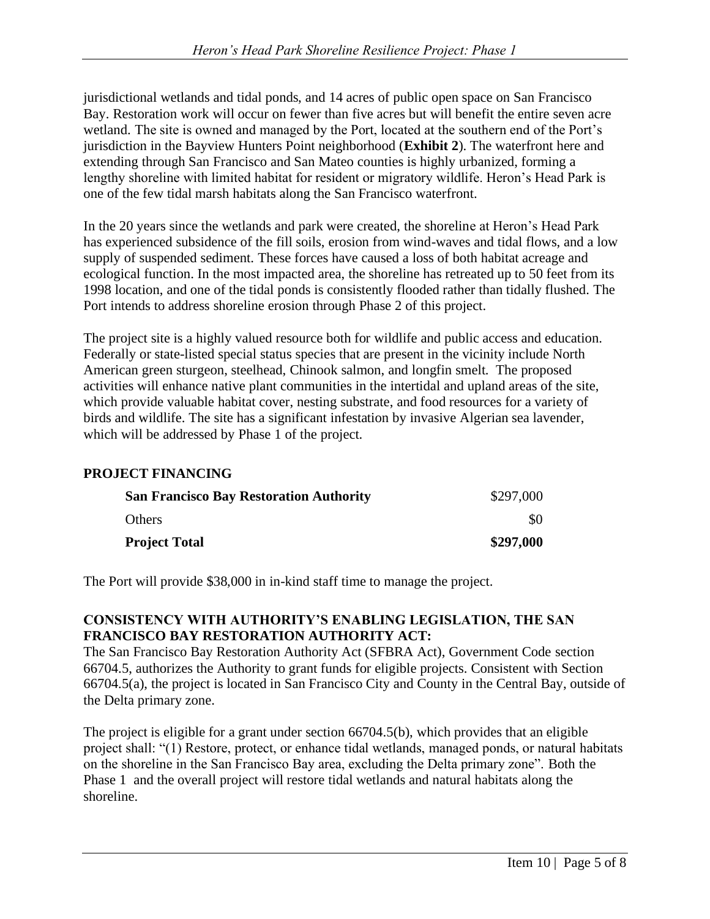jurisdictional wetlands and tidal ponds, and 14 acres of public open space on San Francisco Bay. Restoration work will occur on fewer than five acres but will benefit the entire seven acre wetland. The site is owned and managed by the Port, located at the southern end of the Port's jurisdiction in the Bayview Hunters Point neighborhood (**Exhibit 2**). The waterfront here and extending through San Francisco and San Mateo counties is highly urbanized, forming a lengthy shoreline with limited habitat for resident or migratory wildlife. Heron's Head Park is one of the few tidal marsh habitats along the San Francisco waterfront.

In the 20 years since the wetlands and park were created, the shoreline at Heron's Head Park has experienced subsidence of the fill soils, erosion from wind-waves and tidal flows, and a low supply of suspended sediment. These forces have caused a loss of both habitat acreage and ecological function. In the most impacted area, the shoreline has retreated up to 50 feet from its 1998 location, and one of the tidal ponds is consistently flooded rather than tidally flushed. The Port intends to address shoreline erosion through Phase 2 of this project.

The project site is a highly valued resource both for wildlife and public access and education. Federally or state-listed special status species that are present in the vicinity include North American green sturgeon, steelhead, Chinook salmon, and longfin smelt. The proposed activities will enhance native plant communities in the intertidal and upland areas of the site, which provide valuable habitat cover, nesting substrate, and food resources for a variety of birds and wildlife. The site has a significant infestation by invasive Algerian sea lavender, which will be addressed by Phase 1 of the project.

## PROJECT FINANCING

| | |
|---|---|
| **San Francisco Bay Restoration Authority** | $297,000 |
| Others | $0 |
| **Project Total** | **$297,000** |

The Port will provide $38,000 in in-kind staff time to manage the project.

## CONSISTENCY WITH AUTHORITY'S ENABLING LEGISLATION, THE SAN FRANCISCO BAY RESTORATION AUTHORITY ACT:

The San Francisco Bay Restoration Authority Act (SFBRA Act), Government Code section 66704.5, authorizes the Authority to grant funds for eligible projects. Consistent with Section 66704.5(a), the project is located in San Francisco City and County in the Central Bay, outside of the Delta primary zone.

The project is eligible for a grant under section 66704.5(b), which provides that an eligible project shall: "(1) Restore, protect, or enhance tidal wetlands, managed ponds, or natural habitats on the shoreline in the San Francisco Bay area, excluding the Delta primary zone". Both the Phase 1 and the overall project will restore tidal wetlands and natural habitats along the shoreline.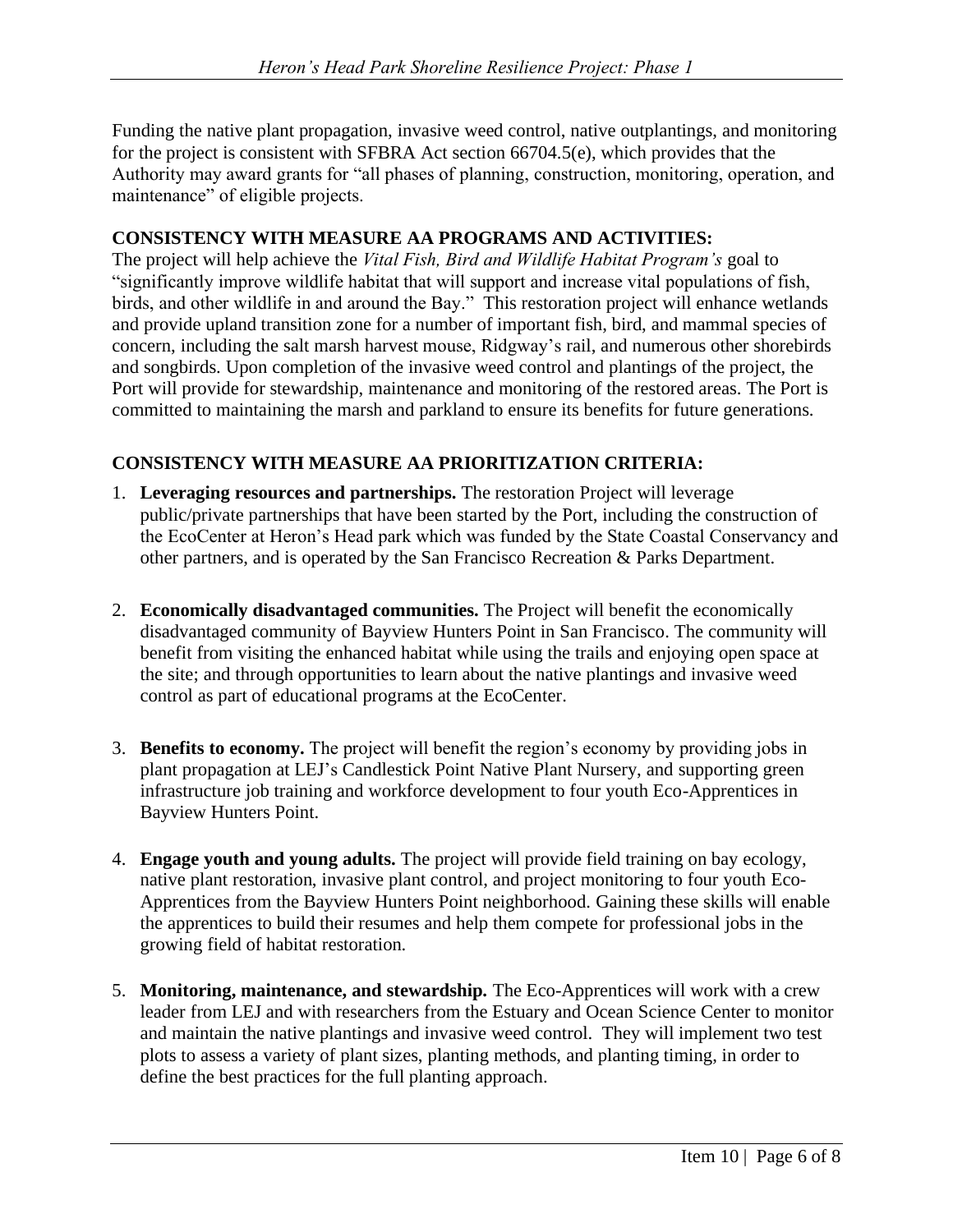Funding the native plant propagation, invasive weed control, native outplantings, and monitoring for the project is consistent with SFBRA Act section 66704.5(e), which provides that the Authority may award grants for "all phases of planning, construction, monitoring, operation, and maintenance" of eligible projects.

**CONSISTENCY WITH MEASURE AA PROGRAMS AND ACTIVITIES:**

The project will help achieve the *Vital Fish, Bird and Wildlife Habitat Program's* goal to "significantly improve wildlife habitat that will support and increase vital populations of fish, birds, and other wildlife in and around the Bay." This restoration project will enhance wetlands and provide upland transition zone for a number of important fish, bird, and mammal species of concern, including the salt marsh harvest mouse, Ridgway's rail, and numerous other shorebirds and songbirds. Upon completion of the invasive weed control and plantings of the project, the Port will provide for stewardship, maintenance and monitoring of the restored areas. The Port is committed to maintaining the marsh and parkland to ensure its benefits for future generations.

**CONSISTENCY WITH MEASURE AA PRIORITIZATION CRITERIA:**

1. **Leveraging resources and partnerships.** The restoration Project will leverage public/private partnerships that have been started by the Port, including the construction of the EcoCenter at Heron's Head park which was funded by the State Coastal Conservancy and other partners, and is operated by the San Francisco Recreation & Parks Department.

2. **Economically disadvantaged communities.** The Project will benefit the economically disadvantaged community of Bayview Hunters Point in San Francisco. The community will benefit from visiting the enhanced habitat while using the trails and enjoying open space at the site; and through opportunities to learn about the native plantings and invasive weed control as part of educational programs at the EcoCenter.

3. **Benefits to economy.** The project will benefit the region's economy by providing jobs in plant propagation at LEJ's Candlestick Point Native Plant Nursery, and supporting green infrastructure job training and workforce development to four youth Eco-Apprentices in Bayview Hunters Point.

4. **Engage youth and young adults.** The project will provide field training on bay ecology, native plant restoration, invasive plant control, and project monitoring to four youth Eco-Apprentices from the Bayview Hunters Point neighborhood. Gaining these skills will enable the apprentices to build their resumes and help them compete for professional jobs in the growing field of habitat restoration.

5. **Monitoring, maintenance, and stewardship.** The Eco-Apprentices will work with a crew leader from LEJ and with researchers from the Estuary and Ocean Science Center to monitor and maintain the native plantings and invasive weed control. They will implement two test plots to assess a variety of plant sizes, planting methods, and planting timing, in order to define the best practices for the full planting approach.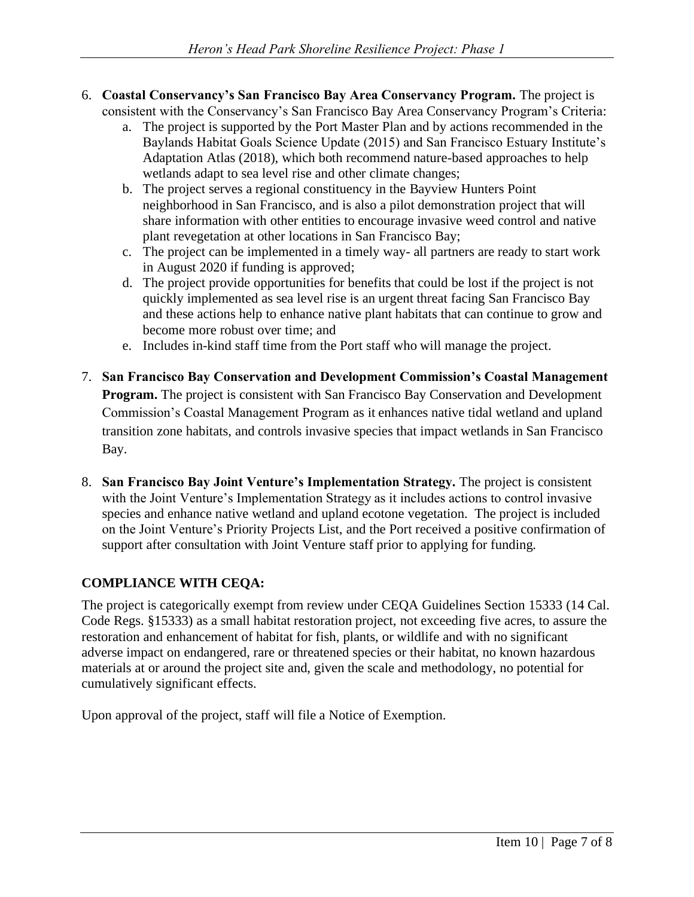6. **Coastal Conservancy's San Francisco Bay Area Conservancy Program.** The project is consistent with the Conservancy's San Francisco Bay Area Conservancy Program's Criteria:
   a. The project is supported by the Port Master Plan and by actions recommended in the Baylands Habitat Goals Science Update (2015) and San Francisco Estuary Institute's Adaptation Atlas (2018), which both recommend nature-based approaches to help wetlands adapt to sea level rise and other climate changes;
   b. The project serves a regional constituency in the Bayview Hunters Point neighborhood in San Francisco, and is also a pilot demonstration project that will share information with other entities to encourage invasive weed control and native plant revegetation at other locations in San Francisco Bay;
   c. The project can be implemented in a timely way- all partners are ready to start work in August 2020 if funding is approved;
   d. The project provide opportunities for benefits that could be lost if the project is not quickly implemented as sea level rise is an urgent threat facing San Francisco Bay and these actions help to enhance native plant habitats that can continue to grow and become more robust over time; and
   e. Includes in-kind staff time from the Port staff who will manage the project.

7. **San Francisco Bay Conservation and Development Commission's Coastal Management Program.** The project is consistent with San Francisco Bay Conservation and Development Commission's Coastal Management Program as it enhances native tidal wetland and upland transition zone habitats, and controls invasive species that impact wetlands in San Francisco Bay.

8. **San Francisco Bay Joint Venture's Implementation Strategy.** The project is consistent with the Joint Venture's Implementation Strategy as it includes actions to control invasive species and enhance native wetland and upland ecotone vegetation. The project is included on the Joint Venture's Priority Projects List, and the Port received a positive confirmation of support after consultation with Joint Venture staff prior to applying for funding.

## COMPLIANCE WITH CEQA:

The project is categorically exempt from review under CEQA Guidelines Section 15333 (14 Cal. Code Regs. §15333) as a small habitat restoration project, not exceeding five acres, to assure the restoration and enhancement of habitat for fish, plants, or wildlife and with no significant adverse impact on endangered, rare or threatened species or their habitat, no known hazardous materials at or around the project site and, given the scale and methodology, no potential for cumulatively significant effects.

Upon approval of the project, staff will file a Notice of Exemption.